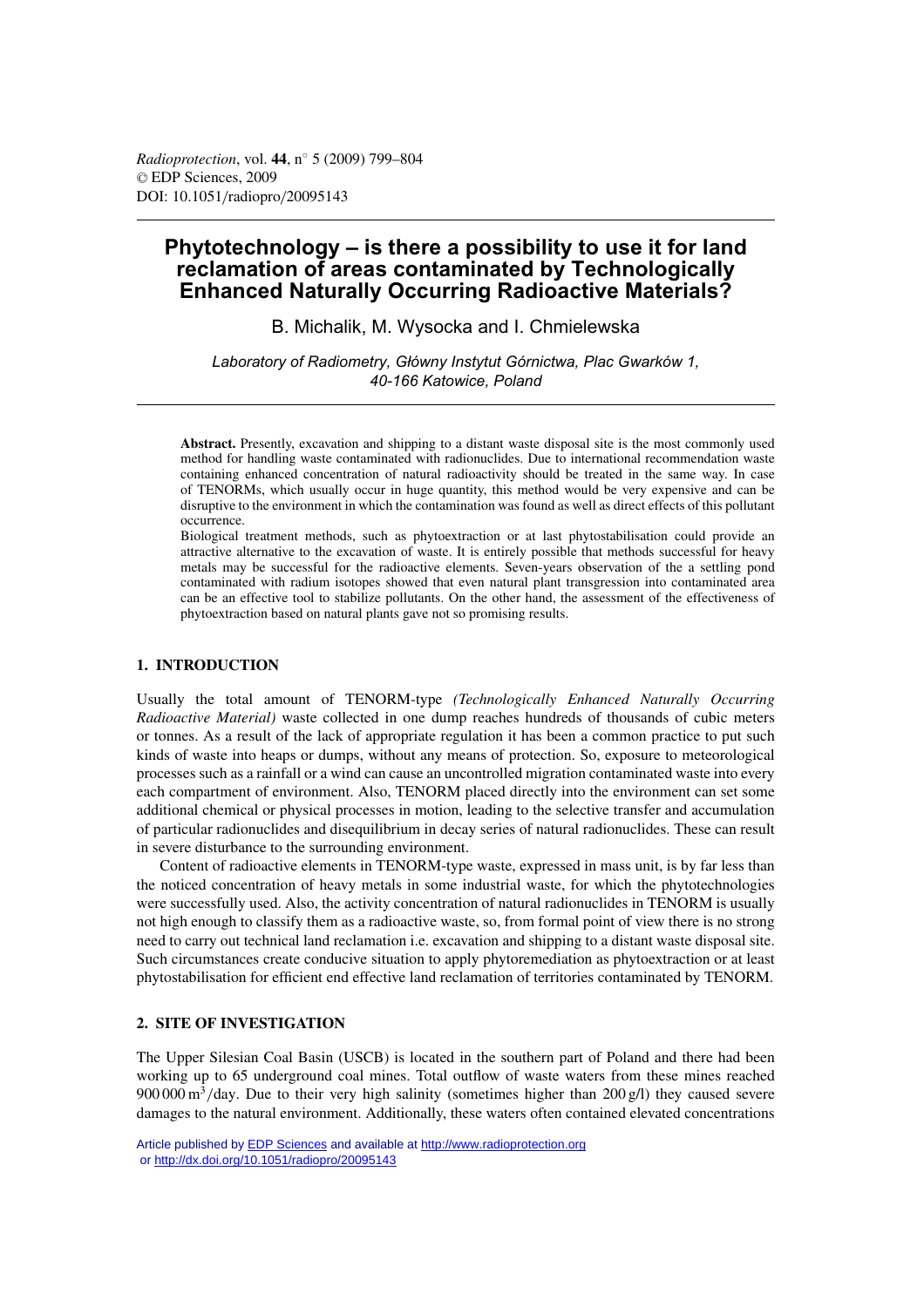# Phytotechnology – is there a possibility to use it for land reclamation of areas contaminated by Technologically Enhanced Naturally Occurring Radioactive Materials?

B. Michalik, M. Wysocka and I. Chmielewska

*Laboratory of Radiometry, Główny Instytut Górnictwa, Plac Gwarków 1, 40-166 Katowice, Poland*

**Abstract.** Presently, excavation and shipping to a distant waste disposal site is the most commonly used method for handling waste contaminated with radionuclides. Due to international recommendation waste containing enhanced concentration of natural radioactivity should be treated in the same way. In case of TENORMs, which usually occur in huge quantity, this method would be very expensive and can be disruptive to the environment in which the contamination was found as well as direct effects of this pollutant occurrence.

Biological treatment methods, such as phytoextraction or at last phytostabilisation could provide an attractive alternative to the excavation of waste. It is entirely possible that methods successful for heavy metals may be successful for the radioactive elements. Seven-years observation of the a settling pond contaminated with radium isotopes showed that even natural plant transgression into contaminated area can be an effective tool to stabilize pollutants. On the other hand, the assessment of the effectiveness of phytoextraction based on natural plants gave not so promising results.

## 1. INTRODUCTION

Usually the total amount of TENORM-type *(Technologically Enhanced Naturally Occurring Radioactive Material)* waste collected in one dump reaches hundreds of thousands of cubic meters or tonnes. As a result of the lack of appropriate regulation it has been a common practice to put such kinds of waste into heaps or dumps, without any means of protection. So, exposure to meteorological processes such as a rainfall or a wind can cause an uncontrolled migration contaminated waste into every each compartment of environment. Also, TENORM placed directly into the environment can set some additional chemical or physical processes in motion, leading to the selective transfer and accumulation of particular radionuclides and disequilibrium in decay series of natural radionuclides. These can result in severe disturbance to the surrounding environment.

Content of radioactive elements in TENORM-type waste, expressed in mass unit, is by far less than the noticed concentration of heavy metals in some industrial waste, for which the phytotechnologies were successfully used. Also, the activity concentration of natural radionuclides in TENORM is usually not high enough to classify them as a radioactive waste, so, from formal point of view there is no strong need to carry out technical land reclamation i.e. excavation and shipping to a distant waste disposal site. Such circumstances create conducive situation to apply phytoremediation as phytoextraction or at least phytostabilisation for efficient end effective land reclamation of territories contaminated by TENORM.

## 2. SITE OF INVESTIGATION

The Upper Silesian Coal Basin (USCB) is located in the southern part of Poland and there had been working up to 65 underground coal mines. Total outflow of waste waters from these mines reached $900\,000\,m^3$/day. Due to their very high salinity (sometimes higher than 200 g/l) they caused severe damages to the natural environment. Additionally, these waters often contained elevated concentrations

Article published by EDP Sciences and available at http://www.radioprotection.org or http://dx.doi.org/10.1051/radiopro/20095143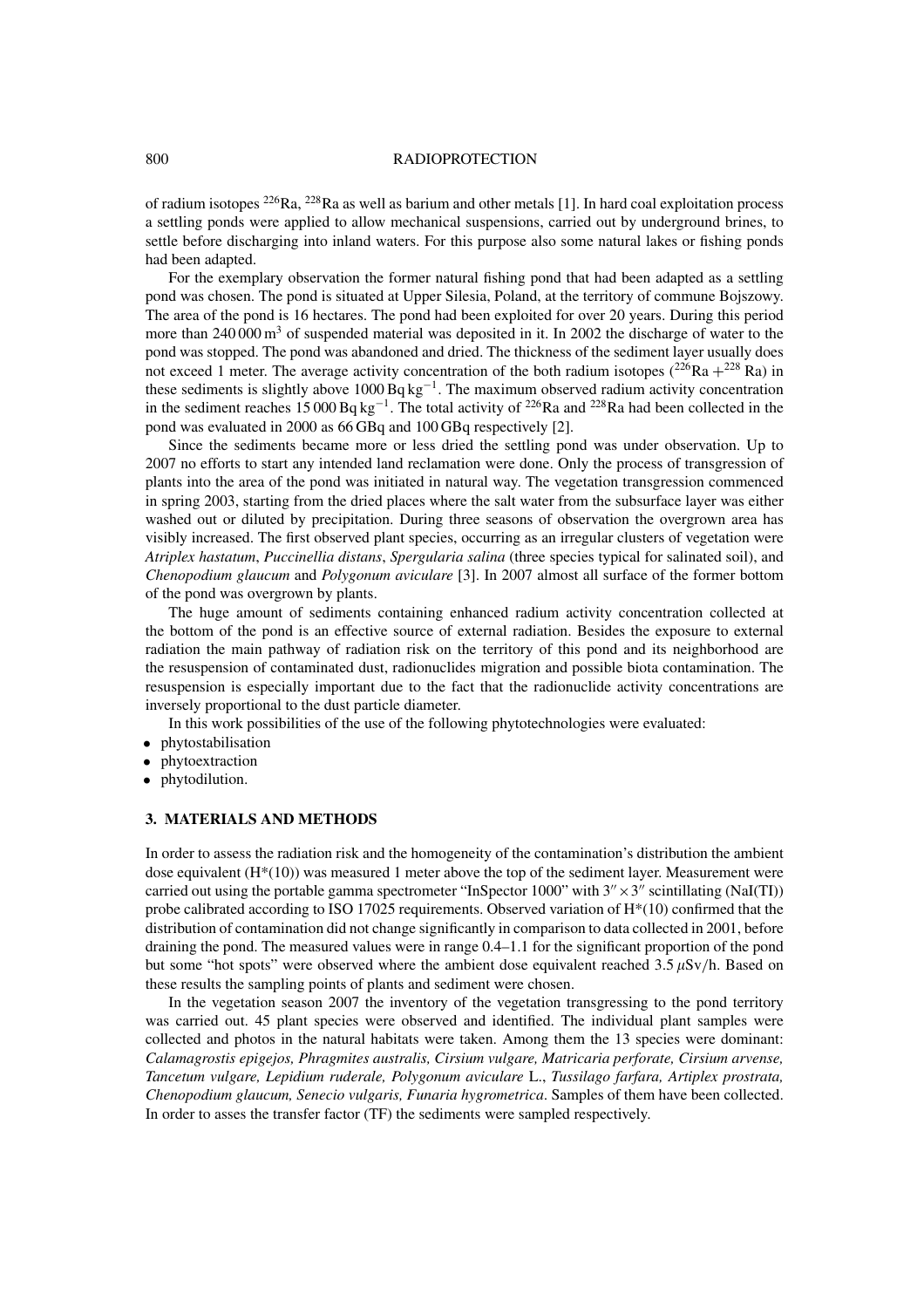of radium isotopes $^{226}$Ra, $^{228}$Ra as well as barium and other metals [1]. In hard coal exploitation process a settling ponds were applied to allow mechanical suspensions, carried out by underground brines, to settle before discharging into inland waters. For this purpose also some natural lakes or fishing ponds had been adapted.

For the exemplary observation the former natural fishing pond that had been adapted as a settling pond was chosen. The pond is situated at Upper Silesia, Poland, at the territory of commune Bojszowy. The area of the pond is 16 hectares. The pond had been exploited for over 20 years. During this period more than 240 000 $m^3$ of suspended material was deposited in it. In 2002 the discharge of water to the pond was stopped. The pond was abandoned and dried. The thickness of the sediment layer usually does not exceed 1 meter. The average activity concentration of the both radium isotopes ($^{226}$Ra + $^{228}$ Ra) in these sediments is slightly above 1000 Bq $kg^{-1}$. The maximum observed radium activity concentration in the sediment reaches 15 000 Bq $kg^{-1}$. The total activity of $^{226}$Ra and $^{228}$Ra had been collected in the pond was evaluated in 2000 as 66 GBq and 100 GBq respectively [2].

Since the sediments became more or less dried the settling pond was under observation. Up to 2007 no efforts to start any intended land reclamation were done. Only the process of transgression of plants into the area of the pond was initiated in natural way. The vegetation transgression commenced in spring 2003, starting from the dried places where the salt water from the subsurface layer was either washed out or diluted by precipitation. During three seasons of observation the overgrown area has visibly increased. The first observed plant species, occurring as an irregular clusters of vegetation were *Atriplex hastatum*, *Puccinellia distans*, *Spergularia salina* (three species typical for salinated soil), and *Chenopodium glaucum* and *Polygonum aviculare* [3]. In 2007 almost all surface of the former bottom of the pond was overgrown by plants.

The huge amount of sediments containing enhanced radium activity concentration collected at the bottom of the pond is an effective source of external radiation. Besides the exposure to external radiation the main pathway of radiation risk on the territory of this pond and its neighborhood are the resuspension of contaminated dust, radionuclides migration and possible biota contamination. The resuspension is especially important due to the fact that the radionuclide activity concentrations are inversely proportional to the dust particle diameter.

In this work possibilities of the use of the following phytotechnologies were evaluated:

- phytostabilisation
- phytoextraction
- phytodilution.

## 3. MATERIALS AND METHODS

In order to assess the radiation risk and the homogeneity of the contamination's distribution the ambient dose equivalent (H*(10)) was measured 1 meter above the top of the sediment layer. Measurement were carried out using the portable gamma spectrometer "InSpector 1000" with 3″ × 3″ scintillating (NaI(TI)) probe calibrated according to ISO 17025 requirements. Observed variation of H*(10) confirmed that the distribution of contamination did not change significantly in comparison to data collected in 2001, before draining the pond. The measured values were in range 0.4–1.1 for the significant proportion of the pond but some "hot spots" were observed where the ambient dose equivalent reached 3.5 $\mu$Sv/h. Based on these results the sampling points of plants and sediment were chosen.

In the vegetation season 2007 the inventory of the vegetation transgressing to the pond territory was carried out. 45 plant species were observed and identified. The individual plant samples were collected and photos in the natural habitats were taken. Among them the 13 species were dominant: *Calamagrostis epigejos, Phragmites australis, Cirsium vulgare, Matricaria perforate, Cirsium arvense, Tancetum vulgare, Lepidium ruderale, Polygonum aviculare* L., *Tussilago farfara, Artiplex prostrata, Chenopodium glaucum, Senecio vulgaris, Funaria hygrometrica*. Samples of them have been collected. In order to asses the transfer factor (TF) the sediments were sampled respectively.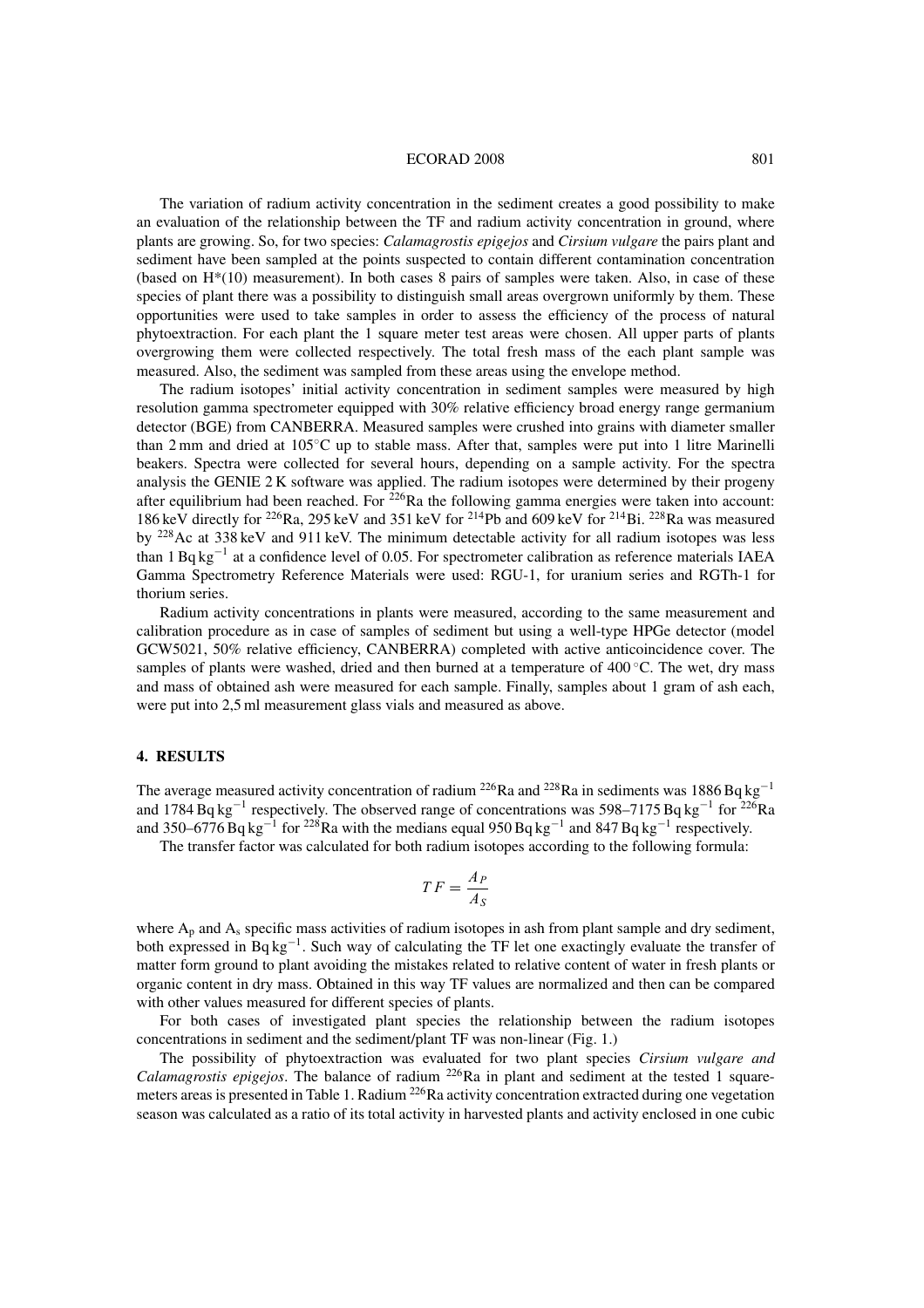The variation of radium activity concentration in the sediment creates a good possibility to make an evaluation of the relationship between the TF and radium activity concentration in ground, where plants are growing. So, for two species: *Calamagrostis epigejos* and *Cirsium vulgare* the pairs plant and sediment have been sampled at the points suspected to contain different contamination concentration (based on H*(10) measurement). In both cases 8 pairs of samples were taken. Also, in case of these species of plant there was a possibility to distinguish small areas overgrown uniformly by them. These opportunities were used to take samples in order to assess the efficiency of the process of natural phytoextraction. For each plant the 1 square meter test areas were chosen. All upper parts of plants overgrowing them were collected respectively. The total fresh mass of the each plant sample was measured. Also, the sediment was sampled from these areas using the envelope method.

The radium isotopes' initial activity concentration in sediment samples were measured by high resolution gamma spectrometer equipped with 30% relative efficiency broad energy range germanium detector (BGE) from CANBERRA. Measured samples were crushed into grains with diameter smaller than 2 mm and dried at 105°C up to stable mass. After that, samples were put into 1 litre Marinelli beakers. Spectra were collected for several hours, depending on a sample activity. For the spectra analysis the GENIE 2 K software was applied. The radium isotopes were determined by their progeny after equilibrium had been reached. For $^{226}$Ra the following gamma energies were taken into account: 186 keV directly for $^{226}$Ra, 295 keV and 351 keV for $^{214}$Pb and 609 keV for $^{214}$Bi. $^{228}$Ra was measured by $^{228}$Ac at 338 keV and 911 keV. The minimum detectable activity for all radium isotopes was less than 1 Bq kg$^{-1}$ at a confidence level of 0.05. For spectrometer calibration as reference materials IAEA Gamma Spectrometry Reference Materials were used: RGU-1, for uranium series and RGTh-1 for thorium series.

Radium activity concentrations in plants were measured, according to the same measurement and calibration procedure as in case of samples of sediment but using a well-type HPGe detector (model GCW5021, 50% relative efficiency, CANBERRA) completed with active anticoincidence cover. The samples of plants were washed, dried and then burned at a temperature of 400 °C. The wet, dry mass and mass of obtained ash were measured for each sample. Finally, samples about 1 gram of ash each, were put into 2,5 ml measurement glass vials and measured as above.

## 4. RESULTS

The average measured activity concentration of radium $^{226}$Ra and $^{228}$Ra in sediments was 1886 Bq kg$^{-1}$ and 1784 Bq kg$^{-1}$ respectively. The observed range of concentrations was 598–7175 Bq kg$^{-1}$ for $^{226}$Ra and 350–6776 Bq kg$^{-1}$ for $^{228}$Ra with the medians equal 950 Bq kg$^{-1}$ and 847 Bq kg$^{-1}$ respectively.

The transfer factor was calculated for both radium isotopes according to the following formula:

$$TF = \frac{A_P}{A_S}$$

where $A_p$ and $A_s$ specific mass activities of radium isotopes in ash from plant sample and dry sediment, both expressed in Bq kg$^{-1}$. Such way of calculating the TF let one exactingly evaluate the transfer of matter form ground to plant avoiding the mistakes related to relative content of water in fresh plants or organic content in dry mass. Obtained in this way TF values are normalized and then can be compared with other values measured for different species of plants.

For both cases of investigated plant species the relationship between the radium isotopes concentrations in sediment and the sediment/plant TF was non-linear (Fig. 1.)

The possibility of phytoextraction was evaluated for two plant species *Cirsium vulgare and Calamagrostis epigejos*. The balance of radium $^{226}$Ra in plant and sediment at the tested 1 square-meters areas is presented in Table 1. Radium $^{226}$Ra activity concentration extracted during one vegetation season was calculated as a ratio of its total activity in harvested plants and activity enclosed in one cubic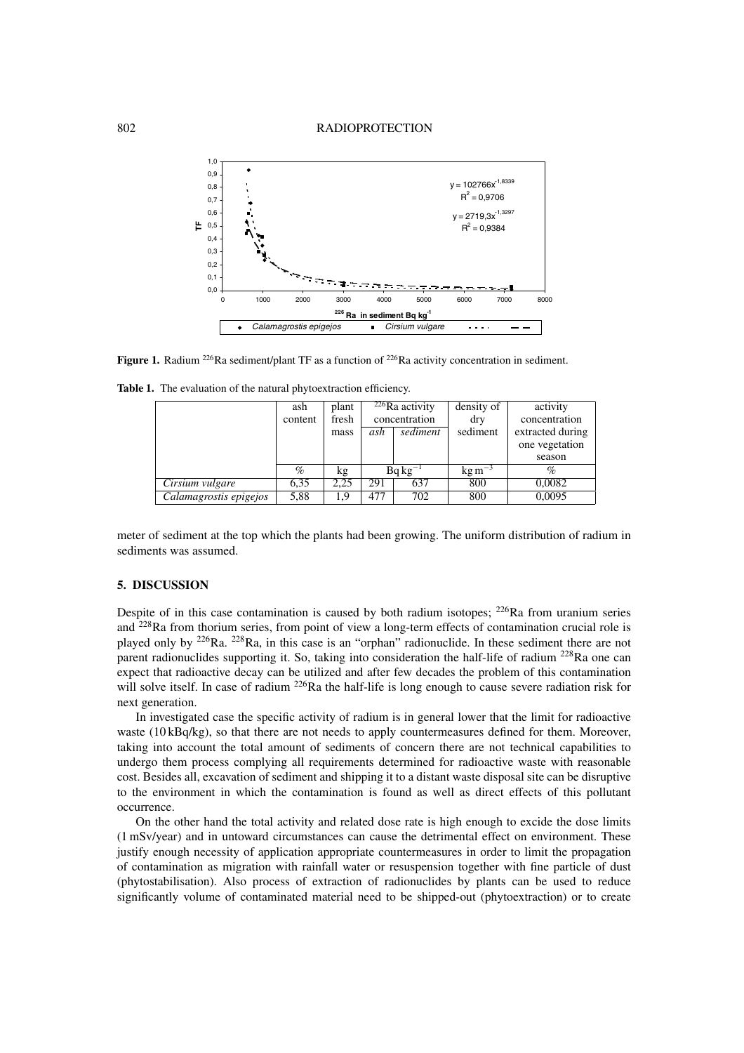1,0
0,9
0,8
0,7
0,6
0,5
0,4
0,3
0,2
0,1
0,0

TF

0 1000 2000 3000 4000 5000 6000 7000 8000

$^{226}$Ra in sediment Bq kg$^{-1}$

$y = 102766x^{-1,8339}$
$R^2 = 0,9706$

$y = 2719,3x^{-1,3297}$
$R^2 = 0,9384$

Calamagrostis epigejos   Cirsium vulgare

**Figure 1.** Radium $^{226}$Ra sediment/plant TF as a function of $^{226}$Ra activity concentration in sediment.

**Table 1.** The evaluation of the natural phytoextraction efficiency.

| | ash content | plant fresh mass | $^{226}$Ra activity concentration | | density of dry sediment | activity concentration extracted during one vegetation season |
|---|---|---|---|---|---|---|
| | | | *ash* | *sediment* | | |
| | % | kg | Bq kg$^{-1}$ | | kg m$^{-3}$ | % |
| *Cirsium vulgare* | 6,35 | 2,25 | 291 | 637 | 800 | 0,0082 |
| *Calamagrostis epigejos* | 5,88 | 1,9 | 477 | 702 | 800 | 0,0095 |

meter of sediment at the top which the plants had been growing. The uniform distribution of radium in sediments was assumed.

## 5. DISCUSSION

Despite of in this case contamination is caused by both radium isotopes; $^{226}$Ra from uranium series and $^{228}$Ra from thorium series, from point of view a long-term effects of contamination crucial role is played only by $^{226}$Ra. $^{228}$Ra, in this case is an "orphan" radionuclide. In these sediment there are not parent radionuclides supporting it. So, taking into consideration the half-life of radium $^{228}$Ra one can expect that radioactive decay can be utilized and after few decades the problem of this contamination will solve itself. In case of radium $^{226}$Ra the half-life is long enough to cause severe radiation risk for next generation.

In investigated case the specific activity of radium is in general lower that the limit for radioactive waste (10 kBq/kg), so that there are not needs to apply countermeasures defined for them. Moreover, taking into account the total amount of sediments of concern there are not technical capabilities to undergo them process complying all requirements determined for radioactive waste with reasonable cost. Besides all, excavation of sediment and shipping it to a distant waste disposal site can be disruptive to the environment in which the contamination is found as well as direct effects of this pollutant occurrence.

On the other hand the total activity and related dose rate is high enough to excide the dose limits (1 mSv/year) and in untoward circumstances can cause the detrimental effect on environment. These justify enough necessity of application appropriate countermeasures in order to limit the propagation of contamination as migration with rainfall water or resuspension together with fine particle of dust (phytostabilisation). Also process of extraction of radionuclides by plants can be used to reduce significantly volume of contaminated material need to be shipped-out (phytoextraction) or to create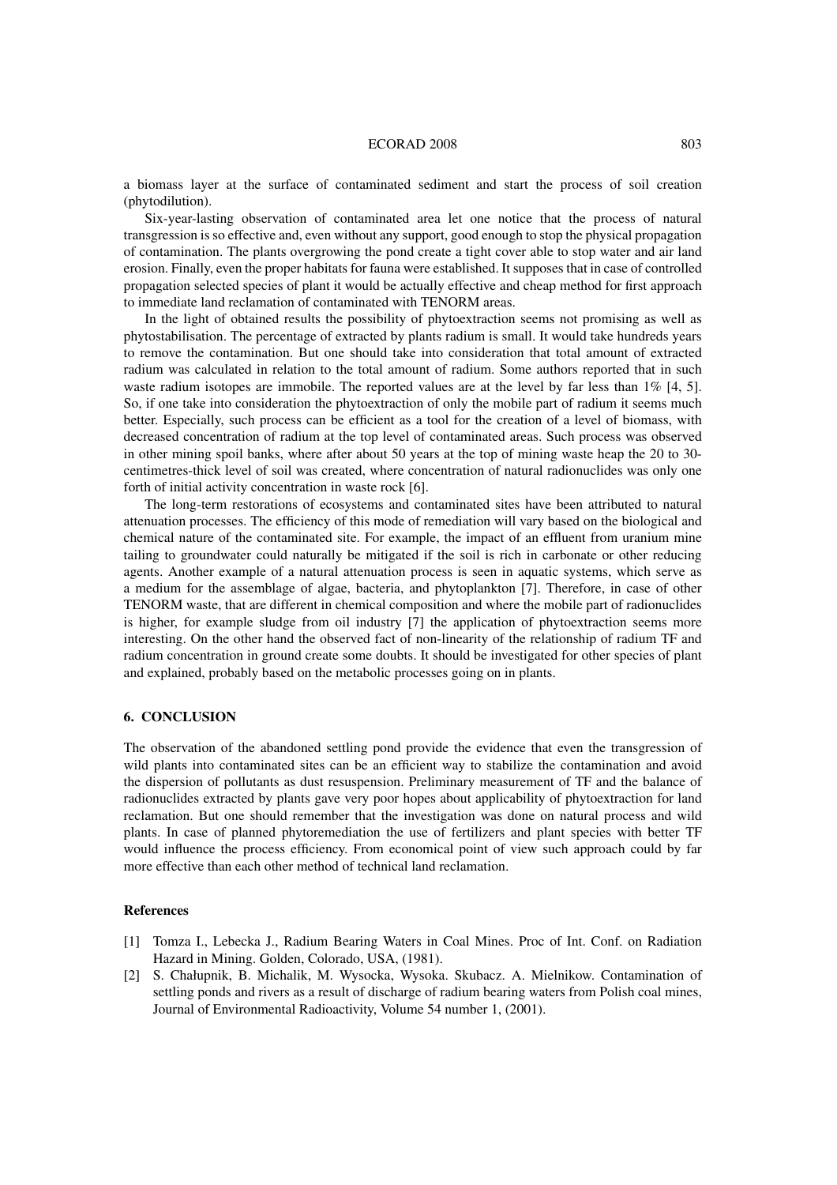a biomass layer at the surface of contaminated sediment and start the process of soil creation (phytodilution).

Six-year-lasting observation of contaminated area let one notice that the process of natural transgression is so effective and, even without any support, good enough to stop the physical propagation of contamination. The plants overgrowing the pond create a tight cover able to stop water and air land erosion. Finally, even the proper habitats for fauna were established. It supposes that in case of controlled propagation selected species of plant it would be actually effective and cheap method for first approach to immediate land reclamation of contaminated with TENORM areas.

In the light of obtained results the possibility of phytoextraction seems not promising as well as phytostabilisation. The percentage of extracted by plants radium is small. It would take hundreds years to remove the contamination. But one should take into consideration that total amount of extracted radium was calculated in relation to the total amount of radium. Some authors reported that in such waste radium isotopes are immobile. The reported values are at the level by far less than 1% [4, 5]. So, if one take into consideration the phytoextraction of only the mobile part of radium it seems much better. Especially, such process can be efficient as a tool for the creation of a level of biomass, with decreased concentration of radium at the top level of contaminated areas. Such process was observed in other mining spoil banks, where after about 50 years at the top of mining waste heap the 20 to 30-centimetres-thick level of soil was created, where concentration of natural radionuclides was only one forth of initial activity concentration in waste rock [6].

The long-term restorations of ecosystems and contaminated sites have been attributed to natural attenuation processes. The efficiency of this mode of remediation will vary based on the biological and chemical nature of the contaminated site. For example, the impact of an effluent from uranium mine tailing to groundwater could naturally be mitigated if the soil is rich in carbonate or other reducing agents. Another example of a natural attenuation process is seen in aquatic systems, which serve as a medium for the assemblage of algae, bacteria, and phytoplankton [7]. Therefore, in case of other TENORM waste, that are different in chemical composition and where the mobile part of radionuclides is higher, for example sludge from oil industry [7] the application of phytoextraction seems more interesting. On the other hand the observed fact of non-linearity of the relationship of radium TF and radium concentration in ground create some doubts. It should be investigated for other species of plant and explained, probably based on the metabolic processes going on in plants.

## 6. CONCLUSION

The observation of the abandoned settling pond provide the evidence that even the transgression of wild plants into contaminated sites can be an efficient way to stabilize the contamination and avoid the dispersion of pollutants as dust resuspension. Preliminary measurement of TF and the balance of radionuclides extracted by plants gave very poor hopes about applicability of phytoextraction for land reclamation. But one should remember that the investigation was done on natural process and wild plants. In case of planned phytoremediation the use of fertilizers and plant species with better TF would influence the process efficiency. From economical point of view such approach could by far more effective than each other method of technical land reclamation.

### References

[1] Tomza I., Lebecka J., Radium Bearing Waters in Coal Mines. Proc of Int. Conf. on Radiation Hazard in Mining. Golden, Colorado, USA, (1981).

[2] S. Chałupnik, B. Michalik, M. Wysocka, Wysoka. Skubacz. A. Mielnikow. Contamination of settling ponds and rivers as a result of discharge of radium bearing waters from Polish coal mines, Journal of Environmental Radioactivity, Volume 54 number 1, (2001).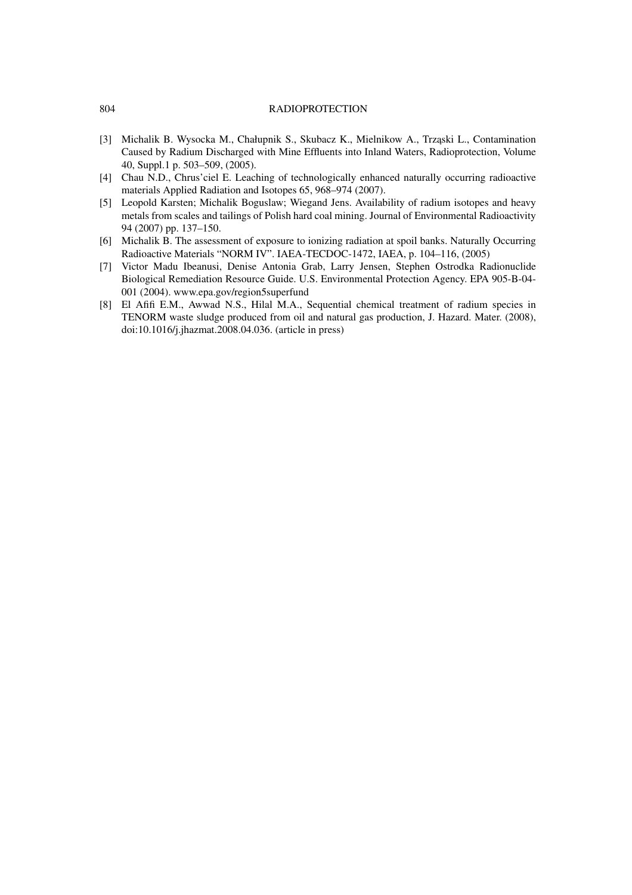[3] Michalik B. Wysocka M., Chałupnik S., Skubacz K., Mielnikow A., Trząski L., Contamination Caused by Radium Discharged with Mine Effluents into Inland Waters, Radioprotection, Volume 40, Suppl.1 p. 503–509, (2005).

[4] Chau N.D., Chrus'ciel E. Leaching of technologically enhanced naturally occurring radioactive materials Applied Radiation and Isotopes 65, 968–974 (2007).

[5] Leopold Karsten; Michalik Boguslaw; Wiegand Jens. Availability of radium isotopes and heavy metals from scales and tailings of Polish hard coal mining. Journal of Environmental Radioactivity 94 (2007) pp. 137–150.

[6] Michalik B. The assessment of exposure to ionizing radiation at spoil banks. Naturally Occurring Radioactive Materials "NORM IV". IAEA-TECDOC-1472, IAEA, p. 104–116, (2005)

[7] Victor Madu Ibeanusi, Denise Antonia Grab, Larry Jensen, Stephen Ostrodka Radionuclide Biological Remediation Resource Guide. U.S. Environmental Protection Agency. EPA 905-B-04-001 (2004). www.epa.gov/region5superfund

[8] El Afifi E.M., Awwad N.S., Hilal M.A., Sequential chemical treatment of radium species in TENORM waste sludge produced from oil and natural gas production, J. Hazard. Mater. (2008), doi:10.1016/j.jhazmat.2008.04.036. (article in press)